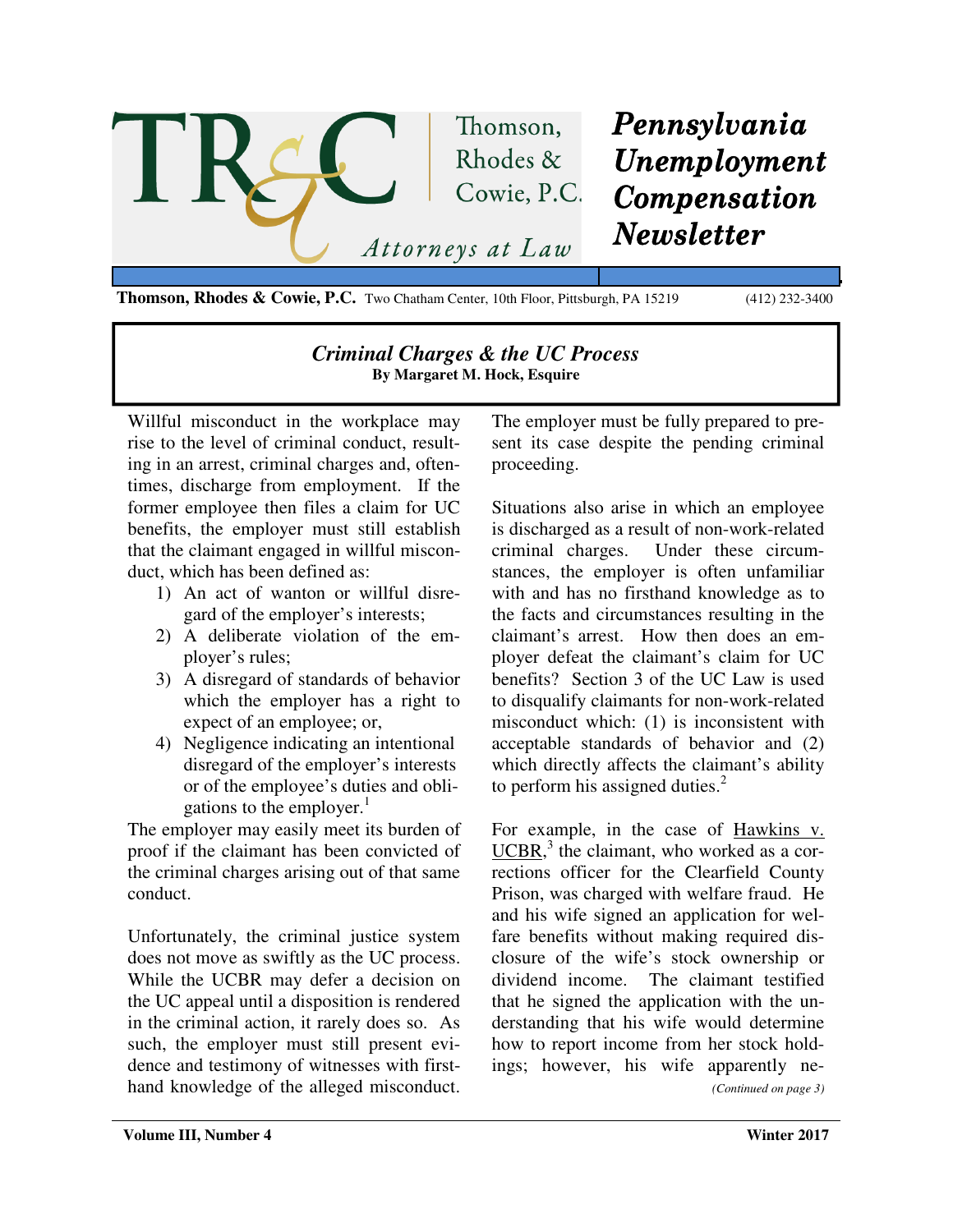Thomson, Rhodes & Cowie, P.C. — Attorneys at Law

# Pennsylvania Unemployment Compensation Newsletter

**Thomson, Rhodes & Cowie, P.C.** Two Chatham Center, 10th Floor, Pittsburgh, PA 15219 (412) 232-3400

## *Criminal Charges & the UC Process*

**By Margaret M. Hock, Esquire**

Willful misconduct in the workplace may rise to the level of criminal conduct, resulting in an arrest, criminal charges and, oftentimes, discharge from employment. If the former employee then files a claim for UC benefits, the employer must still establish that the claimant engaged in willful misconduct, which has been defined as:

1) An act of wanton or willful disregard of the employer's interests;
2) A deliberate violation of the employer's rules;
3) A disregard of standards of behavior which the employer has a right to expect of an employee; or,
4) Negligence indicating an intentional disregard of the employer's interests or of the employee's duties and obligations to the employer.[1]

The employer may easily meet its burden of proof if the claimant has been convicted of the criminal charges arising out of that same conduct.

Unfortunately, the criminal justice system does not move as swiftly as the UC process. While the UCBR may defer a decision on the UC appeal until a disposition is rendered in the criminal action, it rarely does so. As such, the employer must still present evidence and testimony of witnesses with firsthand knowledge of the alleged misconduct. The employer must be fully prepared to present its case despite the pending criminal proceeding.

Situations also arise in which an employee is discharged as a result of non-work-related criminal charges. Under these circumstances, the employer is often unfamiliar with and has no firsthand knowledge as to the facts and circumstances resulting in the claimant's arrest. How then does an employer defeat the claimant's claim for UC benefits? Section 3 of the UC Law is used to disqualify claimants for non-work-related misconduct which: (1) is inconsistent with acceptable standards of behavior and (2) which directly affects the claimant's ability to perform his assigned duties.[2]

For example, in the case of Hawkins v. UCBR,[3] the claimant, who worked as a corrections officer for the Clearfield County Prison, was charged with welfare fraud. He and his wife signed an application for welfare benefits without making required disclosure of the wife's stock ownership or dividend income. The claimant testified that he signed the application with the understanding that his wife would determine how to report income from her stock holdings; however, his wife apparently ne-

*(Continued on page 3)*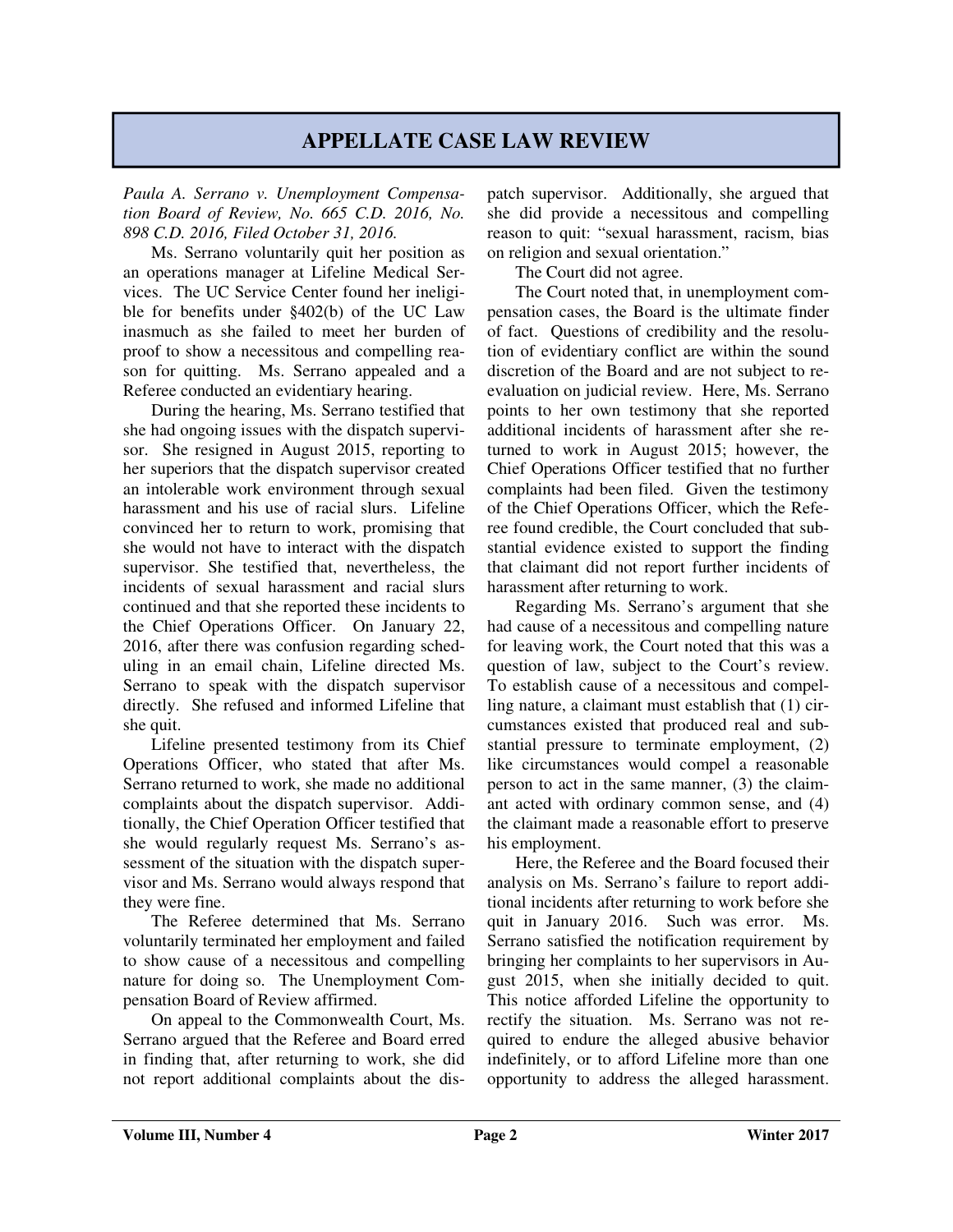# APPELLATE CASE LAW REVIEW

*Paula A. Serrano v. Unemployment Compensation Board of Review, No. 665 C.D. 2016, No. 898 C.D. 2016, Filed October 31, 2016.*

Ms. Serrano voluntarily quit her position as an operations manager at Lifeline Medical Services. The UC Service Center found her ineligible for benefits under §402(b) of the UC Law inasmuch as she failed to meet her burden of proof to show a necessitous and compelling reason for quitting. Ms. Serrano appealed and a Referee conducted an evidentiary hearing.

During the hearing, Ms. Serrano testified that she had ongoing issues with the dispatch supervisor. She resigned in August 2015, reporting to her superiors that the dispatch supervisor created an intolerable work environment through sexual harassment and his use of racial slurs. Lifeline convinced her to return to work, promising that she would not have to interact with the dispatch supervisor. She testified that, nevertheless, the incidents of sexual harassment and racial slurs continued and that she reported these incidents to the Chief Operations Officer. On January 22, 2016, after there was confusion regarding scheduling in an email chain, Lifeline directed Ms. Serrano to speak with the dispatch supervisor directly. She refused and informed Lifeline that she quit.

Lifeline presented testimony from its Chief Operations Officer, who stated that after Ms. Serrano returned to work, she made no additional complaints about the dispatch supervisor. Additionally, the Chief Operation Officer testified that she would regularly request Ms. Serrano's assessment of the situation with the dispatch supervisor and Ms. Serrano would always respond that they were fine.

The Referee determined that Ms. Serrano voluntarily terminated her employment and failed to show cause of a necessitous and compelling nature for doing so. The Unemployment Compensation Board of Review affirmed.

On appeal to the Commonwealth Court, Ms. Serrano argued that the Referee and Board erred in finding that, after returning to work, she did not report additional complaints about the dispatch supervisor. Additionally, she argued that she did provide a necessitous and compelling reason to quit: "sexual harassment, racism, bias on religion and sexual orientation."

The Court did not agree.

The Court noted that, in unemployment compensation cases, the Board is the ultimate finder of fact. Questions of credibility and the resolution of evidentiary conflict are within the sound discretion of the Board and are not subject to re-evaluation on judicial review. Here, Ms. Serrano points to her own testimony that she reported additional incidents of harassment after she returned to work in August 2015; however, the Chief Operations Officer testified that no further complaints had been filed. Given the testimony of the Chief Operations Officer, which the Referee found credible, the Court concluded that substantial evidence existed to support the finding that claimant did not report further incidents of harassment after returning to work.

Regarding Ms. Serrano's argument that she had cause of a necessitous and compelling nature for leaving work, the Court noted that this was a question of law, subject to the Court's review. To establish cause of a necessitous and compelling nature, a claimant must establish that (1) circumstances existed that produced real and substantial pressure to terminate employment, (2) like circumstances would compel a reasonable person to act in the same manner, (3) the claimant acted with ordinary common sense, and (4) the claimant made a reasonable effort to preserve his employment.

Here, the Referee and the Board focused their analysis on Ms. Serrano's failure to report additional incidents after returning to work before she quit in January 2016. Such was error. Ms. Serrano satisfied the notification requirement by bringing her complaints to her supervisors in August 2015, when she initially decided to quit. This notice afforded Lifeline the opportunity to rectify the situation. Ms. Serrano was not required to endure the alleged abusive behavior indefinitely, or to afford Lifeline more than one opportunity to address the alleged harassment.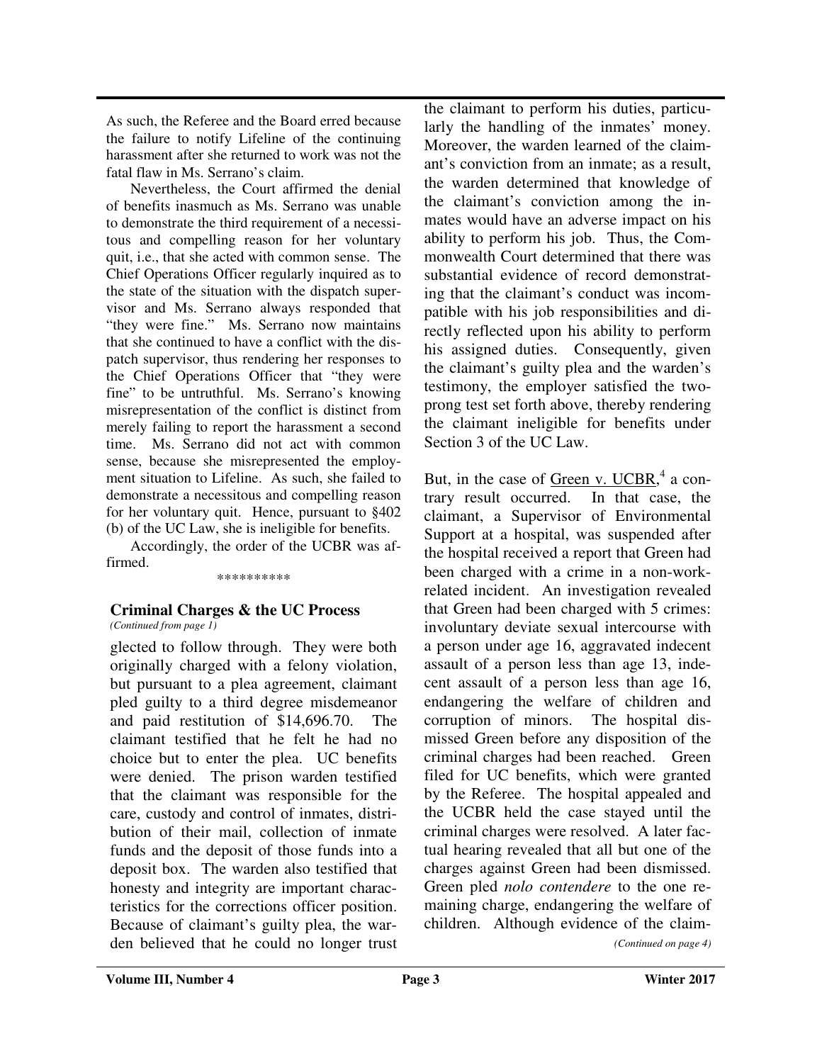As such, the Referee and the Board erred because the failure to notify Lifeline of the continuing harassment after she returned to work was not the fatal flaw in Ms. Serrano's claim.

Nevertheless, the Court affirmed the denial of benefits inasmuch as Ms. Serrano was unable to demonstrate the third requirement of a necessitous and compelling reason for her voluntary quit, i.e., that she acted with common sense. The Chief Operations Officer regularly inquired as to the state of the situation with the dispatch supervisor and Ms. Serrano always responded that "they were fine." Ms. Serrano now maintains that she continued to have a conflict with the dispatch supervisor, thus rendering her responses to the Chief Operations Officer that "they were fine" to be untruthful. Ms. Serrano's knowing misrepresentation of the conflict is distinct from merely failing to report the harassment a second time. Ms. Serrano did not act with common sense, because she misrepresented the employment situation to Lifeline. As such, she failed to demonstrate a necessitous and compelling reason for her voluntary quit. Hence, pursuant to §402 (b) of the UC Law, she is ineligible for benefits.

Accordingly, the order of the UCBR was affirmed.

\*\*\*\*\*\*\*\*\*\*

### Criminal Charges & the UC Process

*(Continued from page 1)*

glected to follow through. They were both originally charged with a felony violation, but pursuant to a plea agreement, claimant pled guilty to a third degree misdemeanor and paid restitution of $14,696.70. The claimant testified that he felt he had no choice but to enter the plea. UC benefits were denied. The prison warden testified that the claimant was responsible for the care, custody and control of inmates, distribution of their mail, collection of inmate funds and the deposit of those funds into a deposit box. The warden also testified that honesty and integrity are important characteristics for the corrections officer position. Because of claimant's guilty plea, the warden believed that he could no longer trust the claimant to perform his duties, particularly the handling of the inmates' money. Moreover, the warden learned of the claimant's conviction from an inmate; as a result, the warden determined that knowledge of the claimant's conviction among the inmates would have an adverse impact on his ability to perform his job. Thus, the Commonwealth Court determined that there was substantial evidence of record demonstrating that the claimant's conduct was incompatible with his job responsibilities and directly reflected upon his ability to perform his assigned duties. Consequently, given the claimant's guilty plea and the warden's testimony, the employer satisfied the two-prong test set forth above, thereby rendering the claimant ineligible for benefits under Section 3 of the UC Law.

But, in the case of Green v. UCBR,[4] a contrary result occurred. In that case, the claimant, a Supervisor of Environmental Support at a hospital, was suspended after the hospital received a report that Green had been charged with a crime in a non-work-related incident. An investigation revealed that Green had been charged with 5 crimes: involuntary deviate sexual intercourse with a person under age 16, aggravated indecent assault of a person less than age 13, indecent assault of a person less than age 16, endangering the welfare of children and corruption of minors. The hospital dismissed Green before any disposition of the criminal charges had been reached. Green filed for UC benefits, which were granted by the Referee. The hospital appealed and the UCBR held the case stayed until the criminal charges were resolved. A later factual hearing revealed that all but one of the charges against Green had been dismissed. Green pled *nolo contendere* to the one remaining charge, endangering the welfare of children. Although evidence of the claim-

*(Continued on page 4)*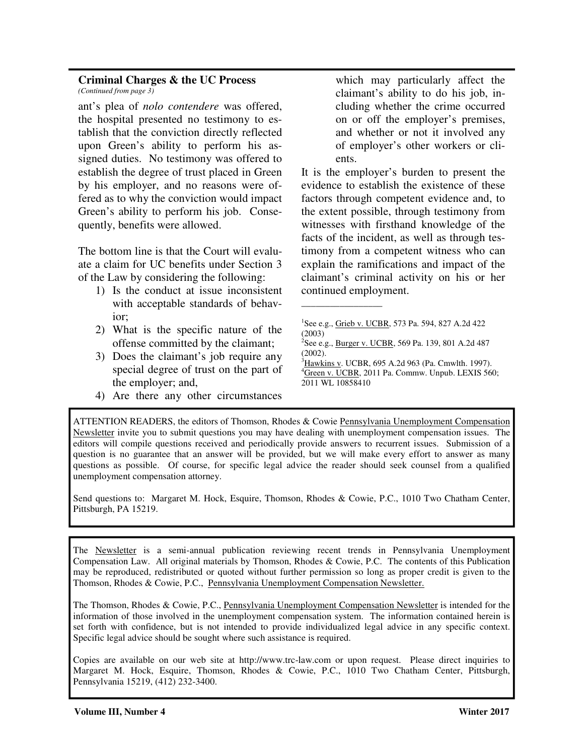**Criminal Charges & the UC Process**

*(Continued from page 3)*

ant's plea of *nolo contendere* was offered, the hospital presented no testimony to establish that the conviction directly reflected upon Green's ability to perform his assigned duties. No testimony was offered to establish the degree of trust placed in Green by his employer, and no reasons were offered as to why the conviction would impact Green's ability to perform his job. Consequently, benefits were allowed.

The bottom line is that the Court will evaluate a claim for UC benefits under Section 3 of the Law by considering the following:

1) Is the conduct at issue inconsistent with acceptable standards of behavior;
2) What is the specific nature of the offense committed by the claimant;
3) Does the claimant's job require any special degree of trust on the part of the employer; and,
4) Are there any other circumstances which may particularly affect the claimant's ability to do his job, including whether the crime occurred on or off the employer's premises, and whether or not it involved any of employer's other workers or clients.

It is the employer's burden to present the evidence to establish the existence of these factors through competent evidence and, to the extent possible, through testimony from witnesses with firsthand knowledge of the facts of the incident, as well as through testimony from a competent witness who can explain the ramifications and impact of the claimant's criminal activity on his or her continued employment.

---

[1] See e.g., Grieb v. UCBR, 573 Pa. 594, 827 A.2d 422 (2003)

[2] See e.g., Burger v. UCBR, 569 Pa. 139, 801 A.2d 487 (2002).

[3] Hawkins v. UCBR, 695 A.2d 963 (Pa. Cmwlth. 1997).

[4] Green v. UCBR, 2011 Pa. Commw. Unpub. LEXIS 560; 2011 WL 10858410

---

ATTENTION READERS, the editors of Thomson, Rhodes & Cowie Pennsylvania Unemployment Compensation Newsletter invite you to submit questions you may have dealing with unemployment compensation issues. The editors will compile questions received and periodically provide answers to recurrent issues. Submission of a question is no guarantee that an answer will be provided, but we will make every effort to answer as many questions as possible. Of course, for specific legal advice the reader should seek counsel from a qualified unemployment compensation attorney.

Send questions to: Margaret M. Hock, Esquire, Thomson, Rhodes & Cowie, P.C., 1010 Two Chatham Center, Pittsburgh, PA 15219.

---

The Newsletter is a semi-annual publication reviewing recent trends in Pennsylvania Unemployment Compensation Law. All original materials by Thomson, Rhodes & Cowie, P.C. The contents of this Publication may be reproduced, redistributed or quoted without further permission so long as proper credit is given to the Thomson, Rhodes & Cowie, P.C., Pennsylvania Unemployment Compensation Newsletter.

The Thomson, Rhodes & Cowie, P.C., Pennsylvania Unemployment Compensation Newsletter is intended for the information of those involved in the unemployment compensation system. The information contained herein is set forth with confidence, but is not intended to provide individualized legal advice in any specific context. Specific legal advice should be sought where such assistance is required.

Copies are available on our web site at http://www.trc-law.com or upon request. Please direct inquiries to Margaret M. Hock, Esquire, Thomson, Rhodes & Cowie, P.C., 1010 Two Chatham Center, Pittsburgh, Pennsylvania 15219, (412) 232-3400.